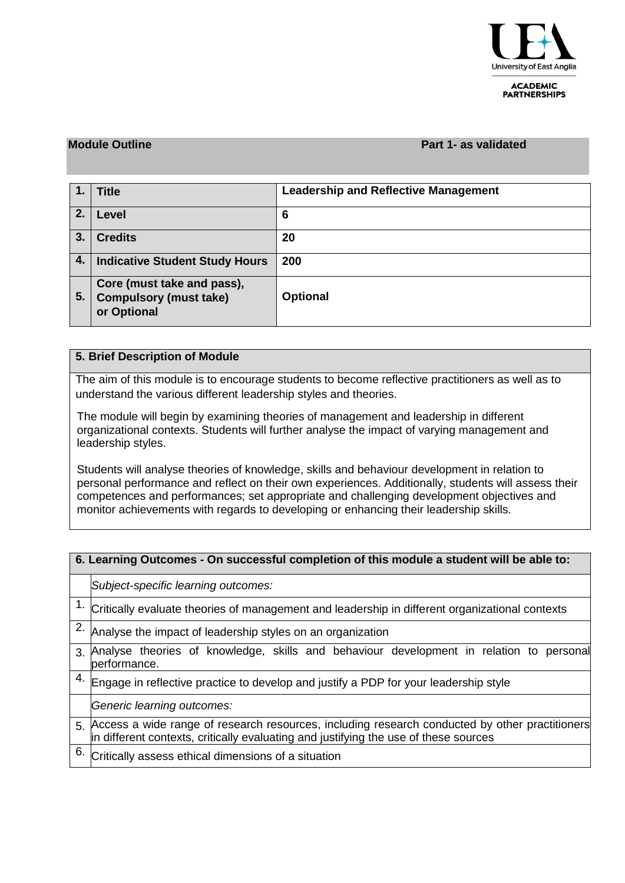University of East Anglia

ACADEMIC PARTNERSHIPS

**Module Outline** **Part 1- as validated**

| | | |
|---|---|---|
| **1.** | **Title** | **Leadership and Reflective Management** |
| **2.** | **Level** | **6** |
| **3.** | **Credits** | **20** |
| **4.** | **Indicative Student Study Hours** | **200** |
| **5.** | **Core (must take and pass), Compulsory (must take) or Optional** | **Optional** |

## 5. Brief Description of Module

The aim of this module is to encourage students to become reflective practitioners as well as to understand the various different leadership styles and theories.

The module will begin by examining theories of management and leadership in different organizational contexts. Students will further analyse the impact of varying management and leadership styles.

Students will analyse theories of knowledge, skills and behaviour development in relation to personal performance and reflect on their own experiences. Additionally, students will assess their competences and performances; set appropriate and challenging development objectives and monitor achievements with regards to developing or enhancing their leadership skills.

## 6. Learning Outcomes - On successful completion of this module a student will be able to:

*Subject-specific learning outcomes:*

1. Critically evaluate theories of management and leadership in different organizational contexts
2. Analyse the impact of leadership styles on an organization
3. Analyse theories of knowledge, skills and behaviour development in relation to personal performance.
4. Engage in reflective practice to develop and justify a PDP for your leadership style

*Generic learning outcomes:*

5. Access a wide range of research resources, including research conducted by other practitioners in different contexts, critically evaluating and justifying the use of these sources
6. Critically assess ethical dimensions of a situation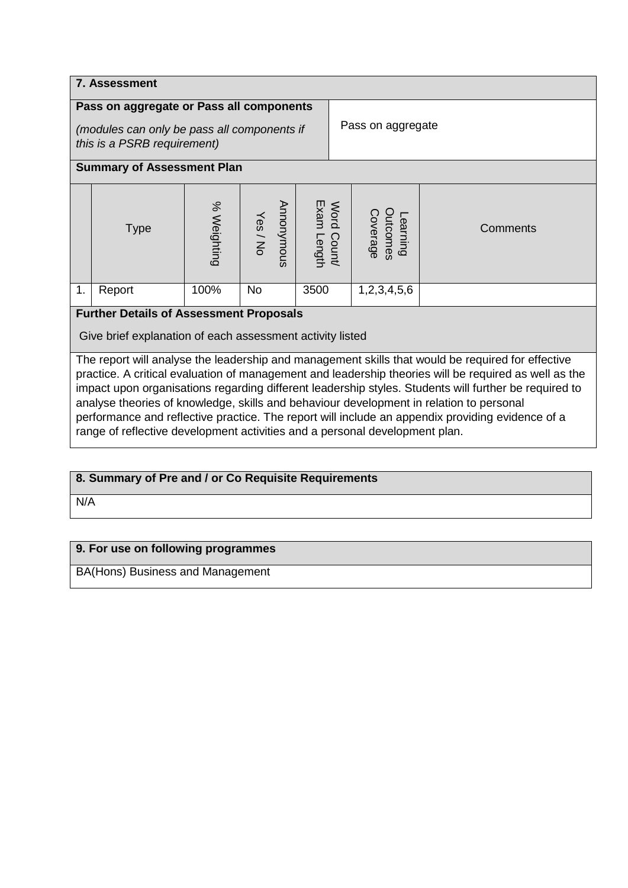## 7. Assessment

| | |
|---|---|
| **Pass on aggregate or Pass all components** *(modules can only be pass all components if this is a PSRB requirement)* | Pass on aggregate |

**Summary of Assessment Plan**

| | Type | % Weighting | Annonymous Yes / No | Word Count/ Exam Length | Learning Outcomes Coverage | Comments |
|---|---|---|---|---|---|---|
| 1. | Report | 100% | No | 3500 | 1,2,3,4,5,6 | |

**Further Details of Assessment Proposals**

Give brief explanation of each assessment activity listed

The report will analyse the leadership and management skills that would be required for effective practice. A critical evaluation of management and leadership theories will be required as well as the impact upon organisations regarding different leadership styles. Students will further be required to analyse theories of knowledge, skills and behaviour development in relation to personal performance and reflective practice. The report will include an appendix providing evidence of a range of reflective development activities and a personal development plan.

## 8. Summary of Pre and / or Co Requisite Requirements

N/A

## 9. For use on following programmes

BA(Hons) Business and Management